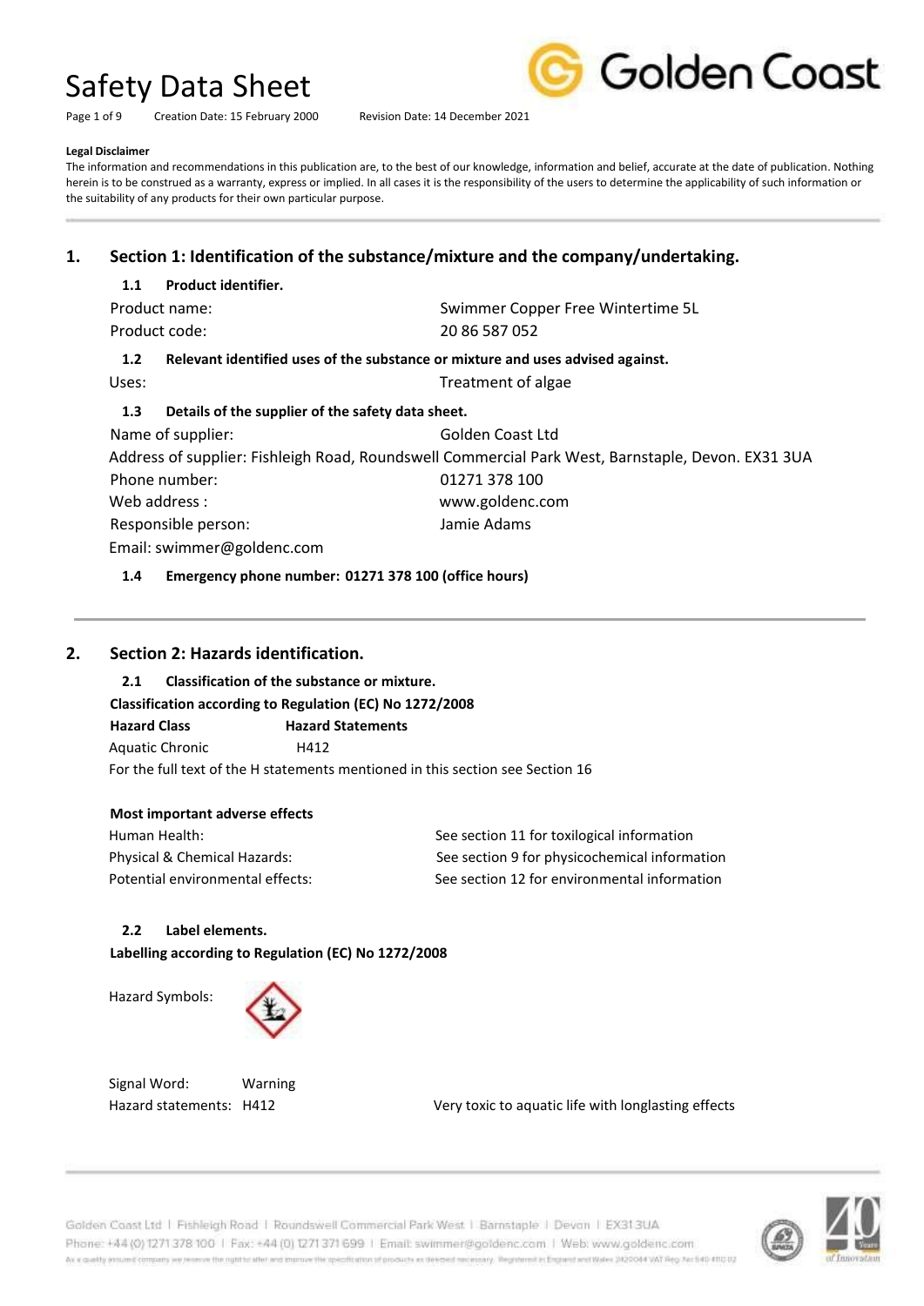# Safety Data Sheet

Page 1 of 9 Creation Date: 15 February 2000 Revision Date: 14 December 2021

**Legal Disclaimer**

The information and recommendations in this publication are, to the best of our knowledge, information and belief, accurate at the date of publication. Nothing herein is to be construed as a warranty, express or implied. In all cases it is the responsibility of the users to determine the applicability of such information or the suitability of any products for their own particular purpose.

## 1. Section 1: Identification of the substance/mixture and the company/undertaking.

### 1.1 Product identifier.

Product name: Swimmer Copper Free Wintertime 5L

Product code: 20 86 587 052

### 1.2 Relevant identified uses of the substance or mixture and uses advised against.

Uses: Treatment of algae

### 1.3 Details of the supplier of the safety data sheet.

Name of supplier: Golden Coast Ltd

Address of supplier: Fishleigh Road, Roundswell Commercial Park West, Barnstaple, Devon. EX31 3UA

Phone number: 01271 378 100

Web address : www.goldenc.com

Responsible person: Jamie Adams

Email: swimmer@goldenc.com

### 1.4 Emergency phone number: 01271 378 100 (office hours)

## 2. Section 2: Hazards identification.

### 2.1 Classification of the substance or mixture.

**Classification according to Regulation (EC) No 1272/2008**

| Hazard Class | Hazard Statements |
| --- | --- |
| Aquatic Chronic | H412 |

For the full text of the H statements mentioned in this section see Section 16

**Most important adverse effects**

Human Health: See section 11 for toxilogical information

Physical & Chemical Hazards: See section 9 for physicochemical information

Potential environmental effects: See section 12 for environmental information

### 2.2 Label elements.

**Labelling according to Regulation (EC) No 1272/2008**

Hazard Symbols:

Signal Word: Warning

Hazard statements: H412 Very toxic to aquatic life with longlasting effects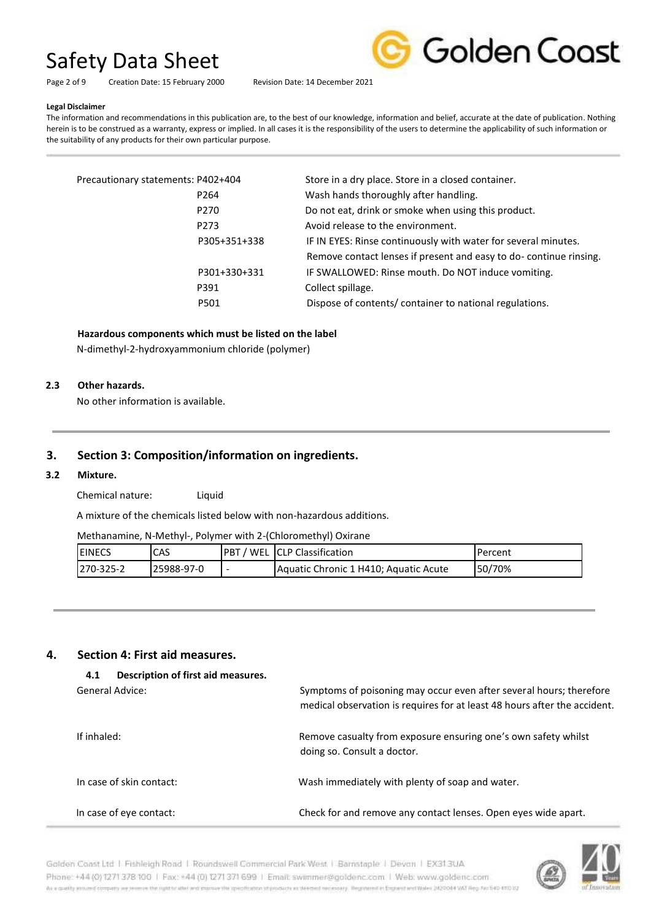**Legal Disclaimer**

The information and recommendations in this publication are, to the best of our knowledge, information and belief, accurate at the date of publication. Nothing herein is to be construed as a warranty, express or implied. In all cases it is the responsibility of the users to determine the applicability of such information or the suitability of any products for their own particular purpose.

| Precautionary statements: | |
|---|---|
| P402+404 | Store in a dry place. Store in a closed container. |
| P264 | Wash hands thoroughly after handling. |
| P270 | Do not eat, drink or smoke when using this product. |
| P273 | Avoid release to the environment. |
| P305+351+338 | IF IN EYES: Rinse continuously with water for several minutes. Remove contact lenses if present and easy to do- continue rinsing. |
| P301+330+331 | IF SWALLOWED: Rinse mouth. Do NOT induce vomiting. |
| P391 | Collect spillage. |
| P501 | Dispose of contents/ container to national regulations. |

**Hazardous components which must be listed on the label**

N-dimethyl-2-hydroxyammonium chloride (polymer)

### 2.3 Other hazards.

No other information is available.

## 3. Section 3: Composition/information on ingredients.

### 3.2 Mixture.

Chemical nature: Liquid

A mixture of the chemicals listed below with non-hazardous additions.

Methanamine, N-Methyl-, Polymer with 2-(Chloromethyl) Oxirane

| EINECS | CAS | PBT / WEL | CLP Classification | Percent |
|---|---|---|---|---|
| 270-325-2 | 25988-97-0 | - | Aquatic Chronic 1 H410; Aquatic Acute | 50/70% |

## 4. Section 4: First aid measures.

### 4.1 Description of first aid measures.

| | |
|---|---|
| General Advice: | Symptoms of poisoning may occur even after several hours; therefore medical observation is requires for at least 48 hours after the accident. |
| If inhaled: | Remove casualty from exposure ensuring one's own safety whilst doing so. Consult a doctor. |
| In case of skin contact: | Wash immediately with plenty of soap and water. |
| In case of eye contact: | Check for and remove any contact lenses. Open eyes wide apart. |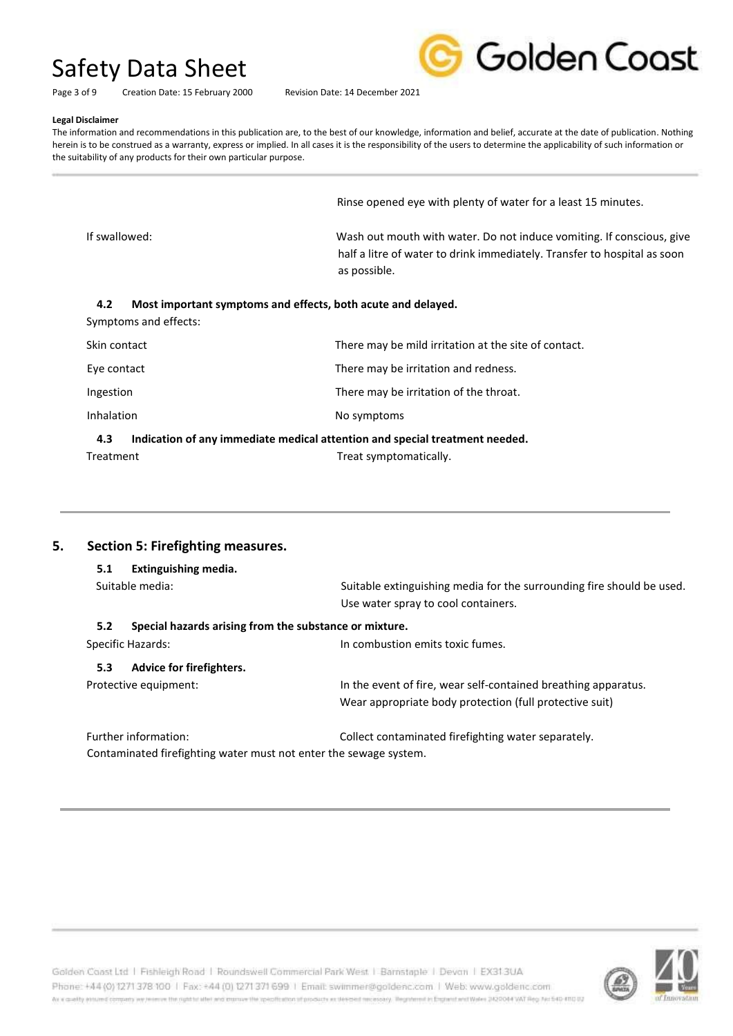**Legal Disclaimer**

The information and recommendations in this publication are, to the best of our knowledge, information and belief, accurate at the date of publication. Nothing herein is to be construed as a warranty, express or implied. In all cases it is the responsibility of the users to determine the applicability of such information or the suitability of any products for their own particular purpose.

| | |
|---|---|
| | Rinse opened eye with plenty of water for a least 15 minutes. |
| If swallowed: | Wash out mouth with water. Do not induce vomiting. If conscious, give half a litre of water to drink immediately. Transfer to hospital as soon as possible. |

**4.2 Most important symptoms and effects, both acute and delayed.**

Symptoms and effects:

| | |
|---|---|
| Skin contact | There may be mild irritation at the site of contact. |
| Eye contact | There may be irritation and redness. |
| Ingestion | There may be irritation of the throat. |
| Inhalation | No symptoms |

**4.3 Indication of any immediate medical attention and special treatment needed.**

| | |
|---|---|
| Treatment | Treat symptomatically. |

## 5. Section 5: Firefighting measures.

**5.1 Extinguishing media.**

| | |
|---|---|
| Suitable media: | Suitable extinguishing media for the surrounding fire should be used. Use water spray to cool containers. |

**5.2 Special hazards arising from the substance or mixture.**

| | |
|---|---|
| Specific Hazards: | In combustion emits toxic fumes. |

**5.3 Advice for firefighters.**

| | |
|---|---|
| Protective equipment: | In the event of fire, wear self-contained breathing apparatus. Wear appropriate body protection (full protective suit) |
| Further information: | Collect contaminated firefighting water separately. |

Contaminated firefighting water must not enter the sewage system.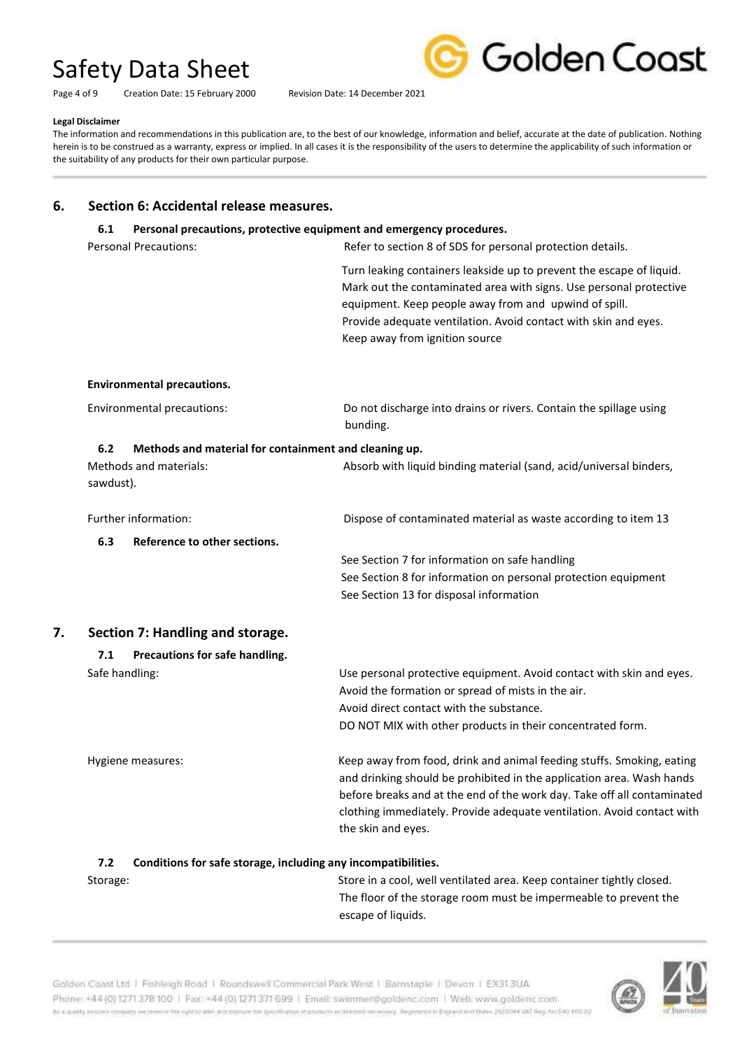**Legal Disclaimer**

The information and recommendations in this publication are, to the best of our knowledge, information and belief, accurate at the date of publication. Nothing herein is to be construed as a warranty, express or implied. In all cases it is the responsibility of the users to determine the applicability of such information or the suitability of any products for their own particular purpose.

## 6. Section 6: Accidental release measures.

### 6.1 Personal precautions, protective equipment and emergency procedures.

Personal Precautions: Refer to section 8 of SDS for personal protection details.

Turn leaking containers leakside up to prevent the escape of liquid. Mark out the contaminated area with signs. Use personal protective equipment. Keep people away from and upwind of spill. Provide adequate ventilation. Avoid contact with skin and eyes. Keep away from ignition source

**Environmental precautions.**

Environmental precautions: Do not discharge into drains or rivers. Contain the spillage using bunding.

### 6.2 Methods and material for containment and cleaning up.

Methods and materials: Absorb with liquid binding material (sand, acid/universal binders, sawdust).

Further information: Dispose of contaminated material as waste according to item 13

### 6.3 Reference to other sections.

See Section 7 for information on safe handling
See Section 8 for information on personal protection equipment
See Section 13 for disposal information

## 7. Section 7: Handling and storage.

### 7.1 Precautions for safe handling.

Safe handling: Use personal protective equipment. Avoid contact with skin and eyes. Avoid the formation or spread of mists in the air. Avoid direct contact with the substance. DO NOT MIX with other products in their concentrated form.

Hygiene measures: Keep away from food, drink and animal feeding stuffs. Smoking, eating and drinking should be prohibited in the application area. Wash hands before breaks and at the end of the work day. Take off all contaminated clothing immediately. Provide adequate ventilation. Avoid contact with the skin and eyes.

### 7.2 Conditions for safe storage, including any incompatibilities.

Storage: Store in a cool, well ventilated area. Keep container tightly closed. The floor of the storage room must be impermeable to prevent the escape of liquids.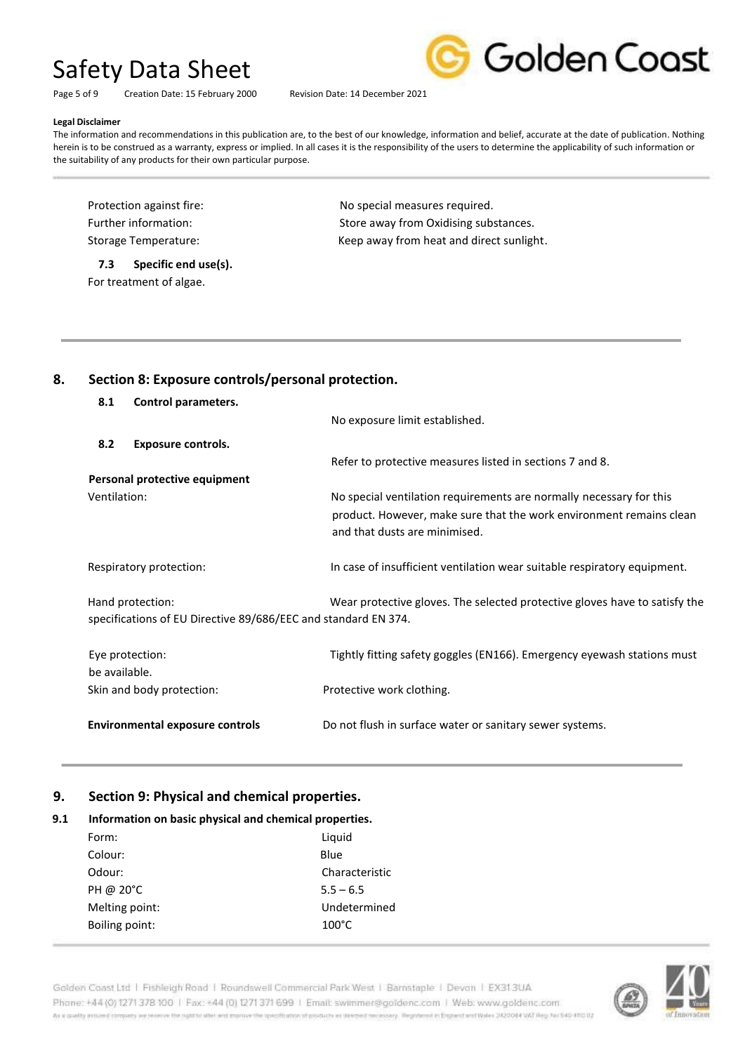**Legal Disclaimer**

The information and recommendations in this publication are, to the best of our knowledge, information and belief, accurate at the date of publication. Nothing herein is to be construed as a warranty, express or implied. In all cases it is the responsibility of the users to determine the applicability of such information or the suitability of any products for their own particular purpose.

| | |
|---|---|
| Protection against fire: | No special measures required. |
| Further information: | Store away from Oxidising substances. |
| Storage Temperature: | Keep away from heat and direct sunlight. |

**7.3 Specific end use(s).**

For treatment of algae.

## 8. Section 8: Exposure controls/personal protection.

**8.1 Control parameters.**

No exposure limit established.

**8.2 Exposure controls.**

Refer to protective measures listed in sections 7 and 8.

**Personal protective equipment**

Ventilation: No special ventilation requirements are normally necessary for this product. However, make sure that the work environment remains clean and that dusts are minimised.

Respiratory protection: In case of insufficient ventilation wear suitable respiratory equipment.

Hand protection: Wear protective gloves. The selected protective gloves have to satisfy the specifications of EU Directive 89/686/EEC and standard EN 374.

Eye protection: Tightly fitting safety goggles (EN166). Emergency eyewash stations must be available.

Skin and body protection: Protective work clothing.

**Environmental exposure controls** Do not flush in surface water or sanitary sewer systems.

## 9. Section 9: Physical and chemical properties.

**9.1 Information on basic physical and chemical properties.**

| | |
|---|---|
| Form: | Liquid |
| Colour: | Blue |
| Odour: | Characteristic |
| PH @ 20°C | 5.5 – 6.5 |
| Melting point: | Undetermined |
| Boiling point: | 100°C |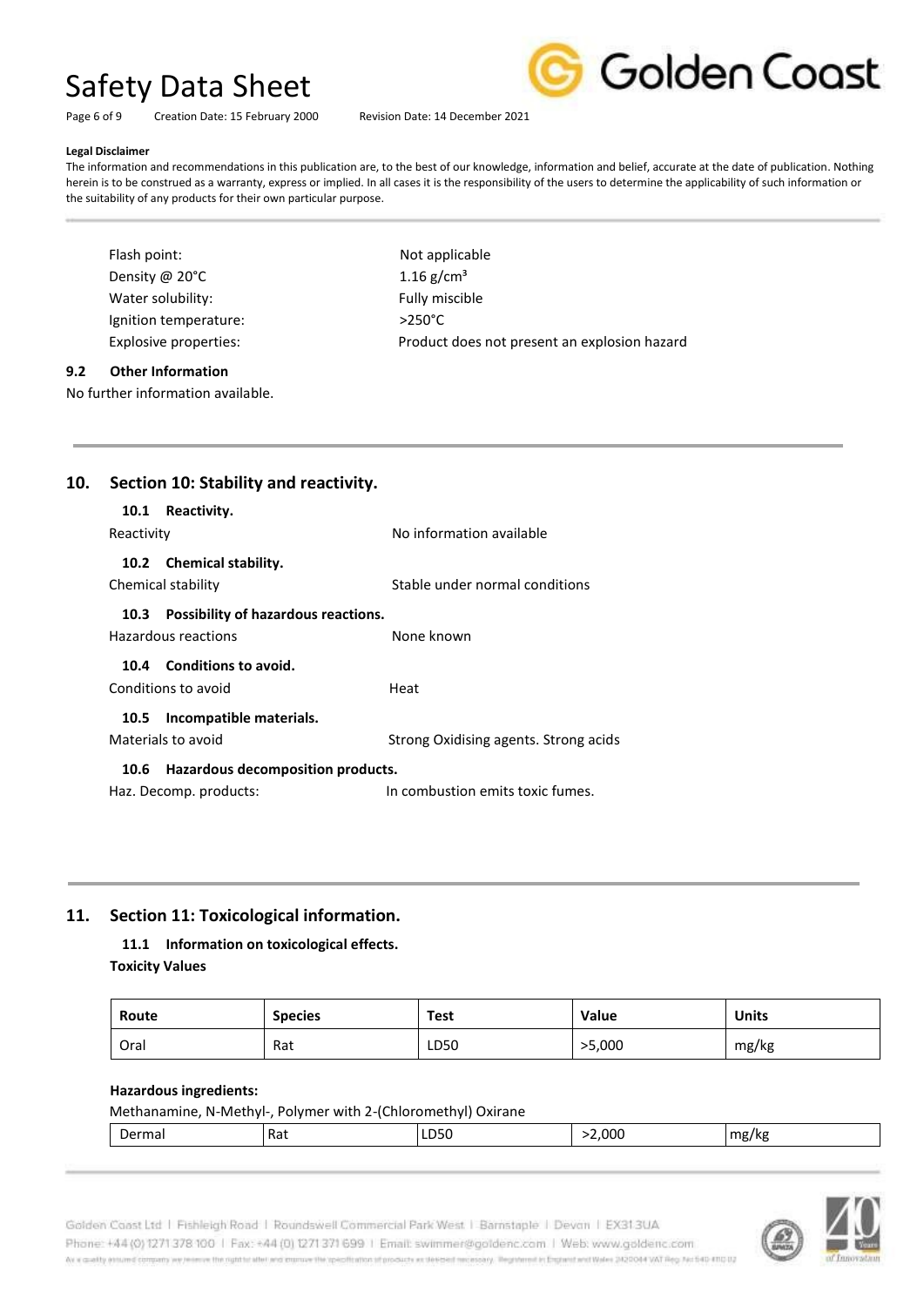**Legal Disclaimer**

The information and recommendations in this publication are, to the best of our knowledge, information and belief, accurate at the date of publication. Nothing herein is to be construed as a warranty, express or implied. In all cases it is the responsibility of the users to determine the applicability of such information or the suitability of any products for their own particular purpose.

| | |
|---|---|
| Flash point: | Not applicable |
| Density @ 20°C | 1.16 g/cm³ |
| Water solubility: | Fully miscible |
| Ignition temperature: | >250°C |
| Explosive properties: | Product does not present an explosion hazard |

### 9.2 Other Information

No further information available.

## 10. Section 10: Stability and reactivity.

### 10.1 Reactivity.

Reactivity — No information available

### 10.2 Chemical stability.

Chemical stability — Stable under normal conditions

### 10.3 Possibility of hazardous reactions.

Hazardous reactions — None known

### 10.4 Conditions to avoid.

Conditions to avoid — Heat

### 10.5 Incompatible materials.

Materials to avoid — Strong Oxidising agents. Strong acids

### 10.6 Hazardous decomposition products.

Haz. Decomp. products: — In combustion emits toxic fumes.

## 11. Section 11: Toxicological information.

### 11.1 Information on toxicological effects.

**Toxicity Values**

| Route | Species | Test | Value | Units |
|---|---|---|---|---|
| Oral | Rat | LD50 | >5,000 | mg/kg |

**Hazardous ingredients:**

Methanamine, N-Methyl-, Polymer with 2-(Chloromethyl) Oxirane

| | | | | |
|---|---|---|---|---|
| Dermal | Rat | LD50 | >2,000 | mg/kg |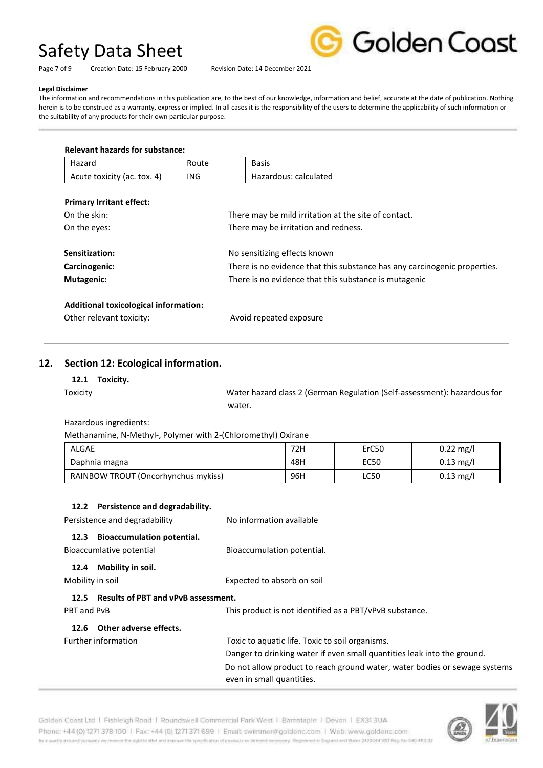**Legal Disclaimer**

The information and recommendations in this publication are, to the best of our knowledge, information and belief, accurate at the date of publication. Nothing herein is to be construed as a warranty, express or implied. In all cases it is the responsibility of the users to determine the applicability of such information or the suitability of any products for their own particular purpose.

**Relevant hazards for substance:**

| Hazard | Route | Basis |
|---|---|---|
| Acute toxicity (ac. tox. 4) | ING | Hazardous: calculated |

**Primary Irritant effect:**

On the skin: There may be mild irritation at the site of contact.

On the eyes: There may be irritation and redness.

**Sensitization:** No sensitizing effects known

**Carcinogenic:** There is no evidence that this substance has any carcinogenic properties.

**Mutagenic:** There is no evidence that this substance is mutagenic

**Additional toxicological information:**

Other relevant toxicity: Avoid repeated exposure

## 12. Section 12: Ecological information.

### 12.1 Toxicity.

Toxicity: Water hazard class 2 (German Regulation (Self-assessment): hazardous for water.

Hazardous ingredients:

Methanamine, N-Methyl-, Polymer with 2-(Chloromethyl) Oxirane

| ALGAE | 72H | ErC50 | 0.22 mg/l |
|---|---|---|---|
| Daphnia magna | 48H | EC50 | 0.13 mg/l |
| RAINBOW TROUT (Oncorhynchus mykiss) | 96H | LC50 | 0.13 mg/l |

### 12.2 Persistence and degradability.

Persistence and degradability: No information available

### 12.3 Bioaccumulation potential.

Bioaccumlative potential: Bioaccumulation potential.

### 12.4 Mobility in soil.

Mobility in soil: Expected to absorb on soil

### 12.5 Results of PBT and vPvB assessment.

PBT and PvB: This product is not identified as a PBT/vPvB substance.

### 12.6 Other adverse effects.

Further information: Toxic to aquatic life. Toxic to soil organisms.
Danger to drinking water if even small quantities leak into the ground.
Do not allow product to reach ground water, water bodies or sewage systems even in small quantities.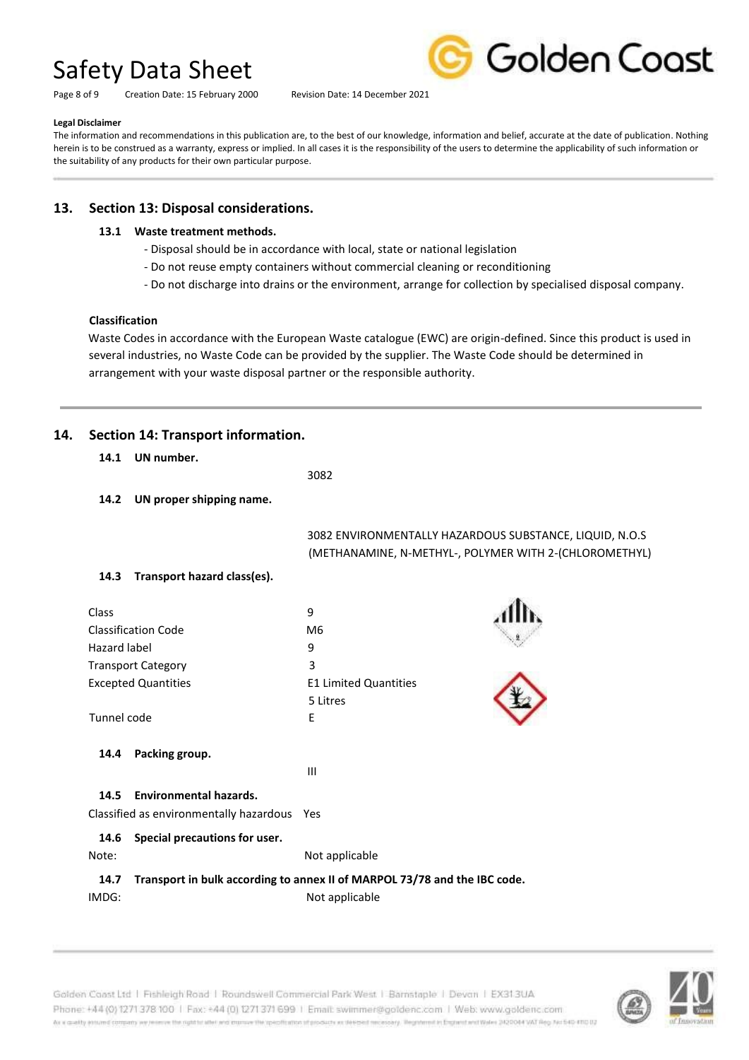**Legal Disclaimer**

The information and recommendations in this publication are, to the best of our knowledge, information and belief, accurate at the date of publication. Nothing herein is to be construed as a warranty, express or implied. In all cases it is the responsibility of the users to determine the applicability of such information or the suitability of any products for their own particular purpose.

## 13. Section 13: Disposal considerations.

### 13.1 Waste treatment methods.

- Disposal should be in accordance with local, state or national legislation
- Do not reuse empty containers without commercial cleaning or reconditioning
- Do not discharge into drains or the environment, arrange for collection by specialised disposal company.

**Classification**

Waste Codes in accordance with the European Waste catalogue (EWC) are origin-defined. Since this product is used in several industries, no Waste Code can be provided by the supplier. The Waste Code should be determined in arrangement with your waste disposal partner or the responsible authority.

## 14. Section 14: Transport information.

### 14.1 UN number.

3082

### 14.2 UN proper shipping name.

3082 ENVIRONMENTALLY HAZARDOUS SUBSTANCE, LIQUID, N.O.S (METHANAMINE, N-METHYL-, POLYMER WITH 2-(CHLOROMETHYL)

### 14.3 Transport hazard class(es).

| | |
|---|---|
| Class | 9 |
| Classification Code | M6 |
| Hazard label | 9 |
| Transport Category | 3 |
| Excepted Quantities | E1 Limited Quantities 5 Litres |
| Tunnel code | E |

### 14.4 Packing group.

III

### 14.5 Environmental hazards.

Classified as environmentally hazardous: Yes

### 14.6 Special precautions for user.

Note: Not applicable

### 14.7 Transport in bulk according to annex II of MARPOL 73/78 and the IBC code.

IMDG: Not applicable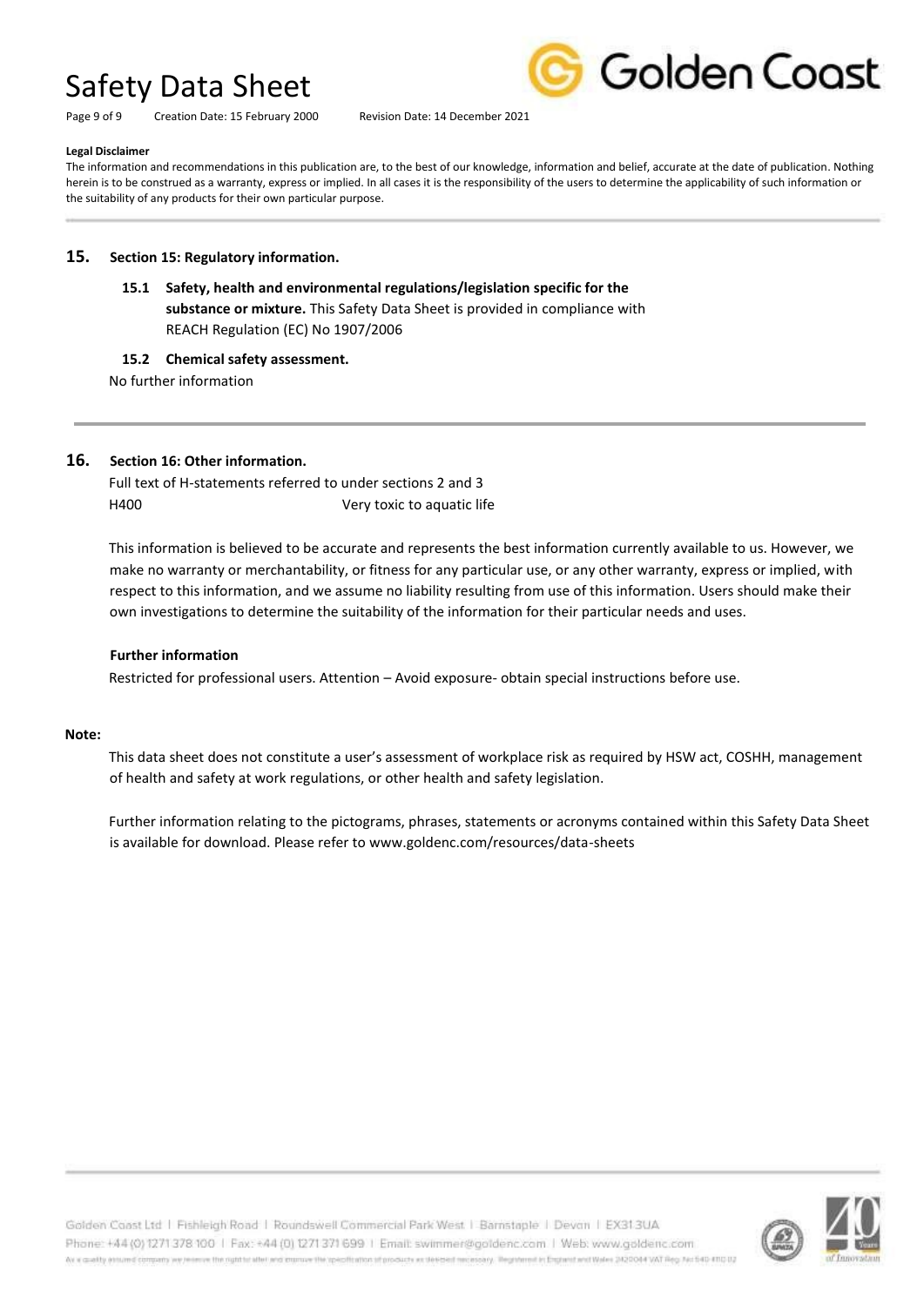**Legal Disclaimer**

The information and recommendations in this publication are, to the best of our knowledge, information and belief, accurate at the date of publication. Nothing herein is to be construed as a warranty, express or implied. In all cases it is the responsibility of the users to determine the applicability of such information or the suitability of any products for their own particular purpose.

## 15. Section 15: Regulatory information.

### 15.1 Safety, health and environmental regulations/legislation specific for the substance or mixture.

This Safety Data Sheet is provided in compliance with REACH Regulation (EC) No 1907/2006

### 15.2 Chemical safety assessment.

No further information

## 16. Section 16: Other information.

Full text of H-statements referred to under sections 2 and 3

| | |
|---|---|
| H400 | Very toxic to aquatic life |

This information is believed to be accurate and represents the best information currently available to us. However, we make no warranty or merchantability, or fitness for any particular use, or any other warranty, express or implied, with respect to this information, and we assume no liability resulting from use of this information. Users should make their own investigations to determine the suitability of the information for their particular needs and uses.

**Further information**

Restricted for professional users. Attention – Avoid exposure- obtain special instructions before use.

**Note:**

This data sheet does not constitute a user's assessment of workplace risk as required by HSW act, COSHH, management of health and safety at work regulations, or other health and safety legislation.

Further information relating to the pictograms, phrases, statements or acronyms contained within this Safety Data Sheet is available for download. Please refer to www.goldenc.com/resources/data-sheets